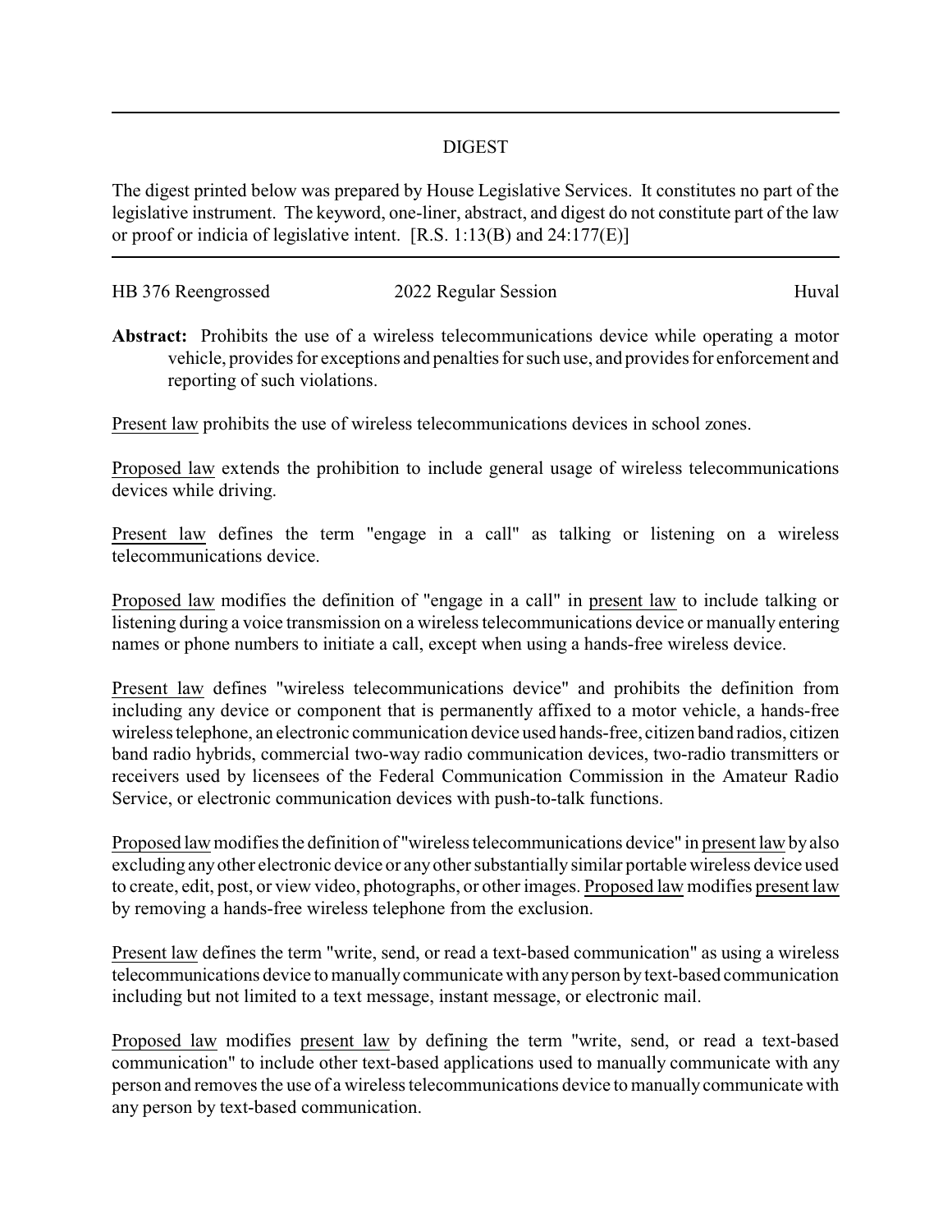# DIGEST

The digest printed below was prepared by House Legislative Services. It constitutes no part of the legislative instrument. The keyword, one-liner, abstract, and digest do not constitute part of the law or proof or indicia of legislative intent. [R.S. 1:13(B) and 24:177(E)]

HB 376 Reengrossed — 2022 Regular Session — Huval

**Abstract:** Prohibits the use of a wireless telecommunications device while operating a motor vehicle, provides for exceptions and penalties for such use, and provides for enforcement and reporting of such violations.

Present law prohibits the use of wireless telecommunications devices in school zones.

Proposed law extends the prohibition to include general usage of wireless telecommunications devices while driving.

Present law defines the term "engage in a call" as talking or listening on a wireless telecommunications device.

Proposed law modifies the definition of "engage in a call" in present law to include talking or listening during a voice transmission on a wireless telecommunications device or manually entering names or phone numbers to initiate a call, except when using a hands-free wireless device.

Present law defines "wireless telecommunications device" and prohibits the definition from including any device or component that is permanently affixed to a motor vehicle, a hands-free wireless telephone, an electronic communication device used hands-free, citizen band radios, citizen band radio hybrids, commercial two-way radio communication devices, two-radio transmitters or receivers used by licensees of the Federal Communication Commission in the Amateur Radio Service, or electronic communication devices with push-to-talk functions.

Proposed law modifies the definition of "wireless telecommunications device" in present law by also excluding any other electronic device or any other substantially similar portable wireless device used to create, edit, post, or view video, photographs, or other images. Proposed law modifies present law by removing a hands-free wireless telephone from the exclusion.

Present law defines the term "write, send, or read a text-based communication" as using a wireless telecommunications device to manually communicate with any person by text-based communication including but not limited to a text message, instant message, or electronic mail.

Proposed law modifies present law by defining the term "write, send, or read a text-based communication" to include other text-based applications used to manually communicate with any person and removes the use of a wireless telecommunications device to manually communicate with any person by text-based communication.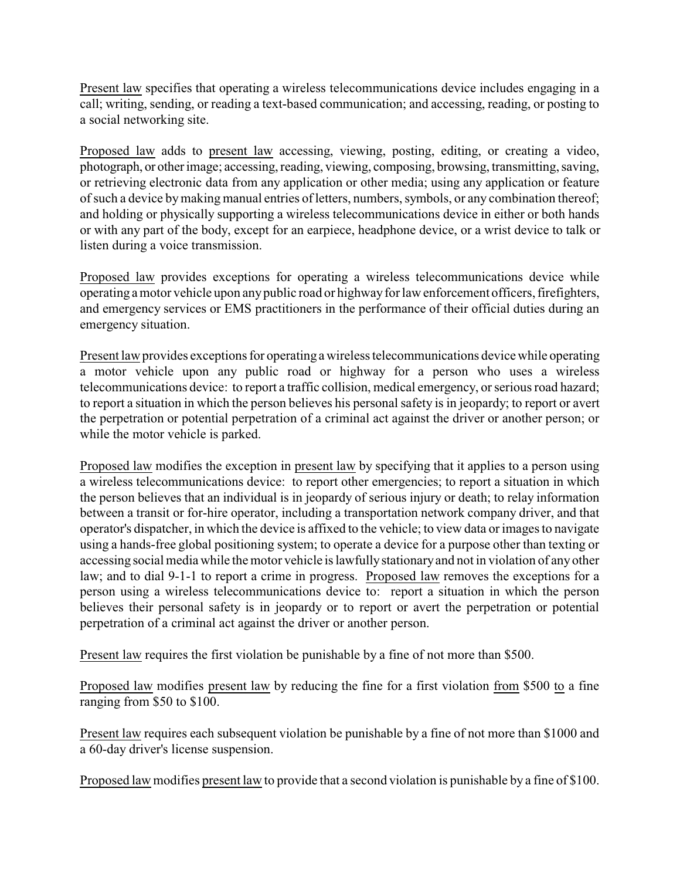Present law specifies that operating a wireless telecommunications device includes engaging in a call; writing, sending, or reading a text-based communication; and accessing, reading, or posting to a social networking site.

Proposed law adds to present law accessing, viewing, posting, editing, or creating a video, photograph, or other image; accessing, reading, viewing, composing, browsing, transmitting, saving, or retrieving electronic data from any application or other media; using any application or feature of such a device by making manual entries of letters, numbers, symbols, or any combination thereof; and holding or physically supporting a wireless telecommunications device in either or both hands or with any part of the body, except for an earpiece, headphone device, or a wrist device to talk or listen during a voice transmission.

Proposed law provides exceptions for operating a wireless telecommunications device while operating a motor vehicle upon any public road or highway for law enforcement officers, firefighters, and emergency services or EMS practitioners in the performance of their official duties during an emergency situation.

Present law provides exceptions for operating a wireless telecommunications device while operating a motor vehicle upon any public road or highway for a person who uses a wireless telecommunications device: to report a traffic collision, medical emergency, or serious road hazard; to report a situation in which the person believes his personal safety is in jeopardy; to report or avert the perpetration or potential perpetration of a criminal act against the driver or another person; or while the motor vehicle is parked.

Proposed law modifies the exception in present law by specifying that it applies to a person using a wireless telecommunications device: to report other emergencies; to report a situation in which the person believes that an individual is in jeopardy of serious injury or death; to relay information between a transit or for-hire operator, including a transportation network company driver, and that operator's dispatcher, in which the device is affixed to the vehicle; to view data or images to navigate using a hands-free global positioning system; to operate a device for a purpose other than texting or accessing social media while the motor vehicle is lawfully stationary and not in violation of any other law; and to dial 9-1-1 to report a crime in progress. Proposed law removes the exceptions for a person using a wireless telecommunications device to: report a situation in which the person believes their personal safety is in jeopardy or to report or avert the perpetration or potential perpetration of a criminal act against the driver or another person.

Present law requires the first violation be punishable by a fine of not more than $500.

Proposed law modifies present law by reducing the fine for a first violation from $500 to a fine ranging from $50 to $100.

Present law requires each subsequent violation be punishable by a fine of not more than $1000 and a 60-day driver's license suspension.

Proposed law modifies present law to provide that a second violation is punishable by a fine of $100.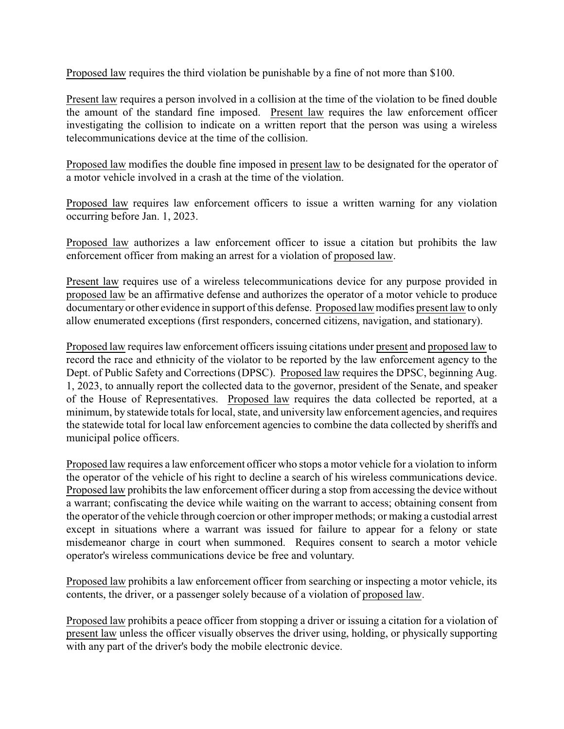Proposed law requires the third violation be punishable by a fine of not more than $100.

Present law requires a person involved in a collision at the time of the violation to be fined double the amount of the standard fine imposed. Present law requires the law enforcement officer investigating the collision to indicate on a written report that the person was using a wireless telecommunications device at the time of the collision.

Proposed law modifies the double fine imposed in present law to be designated for the operator of a motor vehicle involved in a crash at the time of the violation.

Proposed law requires law enforcement officers to issue a written warning for any violation occurring before Jan. 1, 2023.

Proposed law authorizes a law enforcement officer to issue a citation but prohibits the law enforcement officer from making an arrest for a violation of proposed law.

Present law requires use of a wireless telecommunications device for any purpose provided in proposed law be an affirmative defense and authorizes the operator of a motor vehicle to produce documentary or other evidence in support of this defense. Proposed law modifies present law to only allow enumerated exceptions (first responders, concerned citizens, navigation, and stationary).

Proposed law requires law enforcement officers issuing citations under present and proposed law to record the race and ethnicity of the violator to be reported by the law enforcement agency to the Dept. of Public Safety and Corrections (DPSC). Proposed law requires the DPSC, beginning Aug. 1, 2023, to annually report the collected data to the governor, president of the Senate, and speaker of the House of Representatives. Proposed law requires the data collected be reported, at a minimum, by statewide totals for local, state, and university law enforcement agencies, and requires the statewide total for local law enforcement agencies to combine the data collected by sheriffs and municipal police officers.

Proposed law requires a law enforcement officer who stops a motor vehicle for a violation to inform the operator of the vehicle of his right to decline a search of his wireless communications device. Proposed law prohibits the law enforcement officer during a stop from accessing the device without a warrant; confiscating the device while waiting on the warrant to access; obtaining consent from the operator of the vehicle through coercion or other improper methods; or making a custodial arrest except in situations where a warrant was issued for failure to appear for a felony or state misdemeanor charge in court when summoned. Requires consent to search a motor vehicle operator's wireless communications device be free and voluntary.

Proposed law prohibits a law enforcement officer from searching or inspecting a motor vehicle, its contents, the driver, or a passenger solely because of a violation of proposed law.

Proposed law prohibits a peace officer from stopping a driver or issuing a citation for a violation of present law unless the officer visually observes the driver using, holding, or physically supporting with any part of the driver's body the mobile electronic device.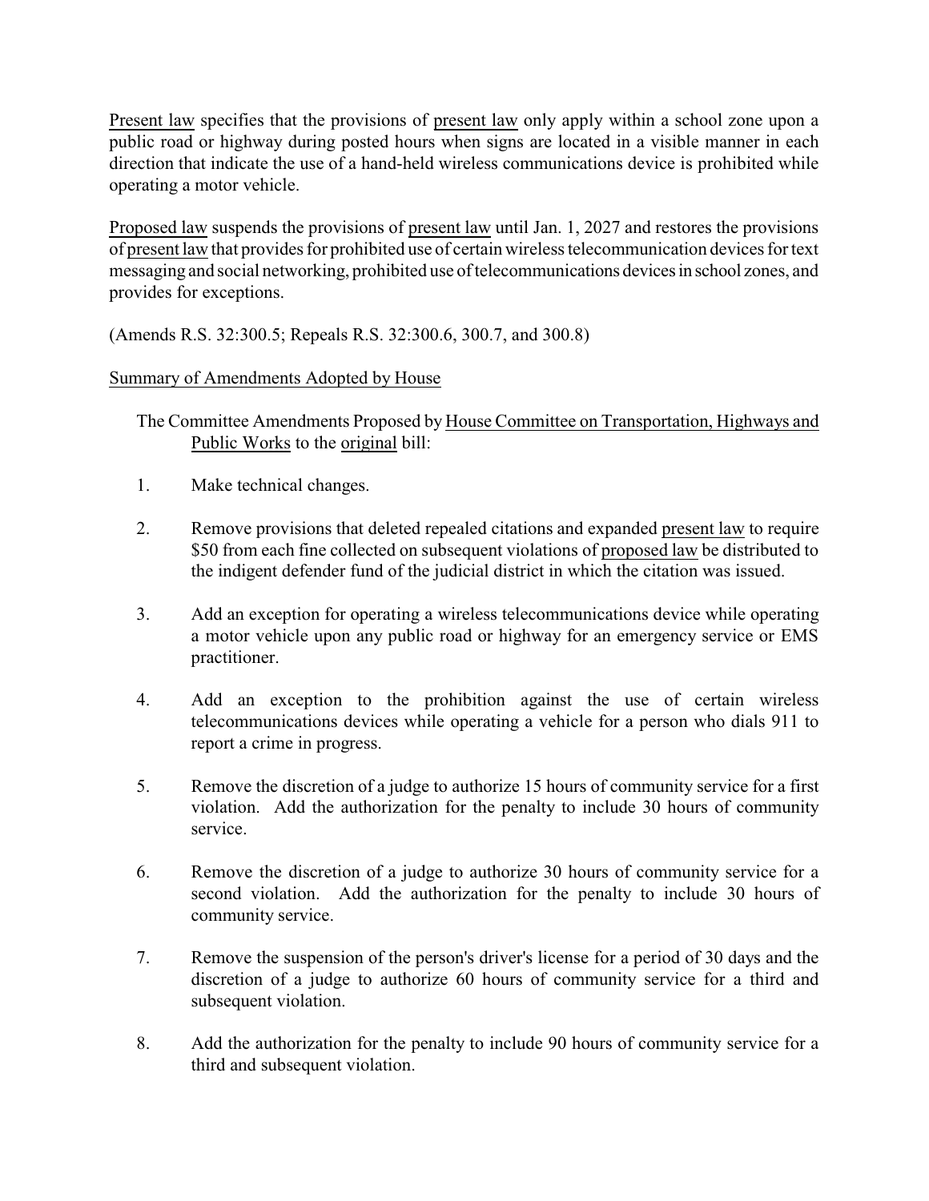Present law specifies that the provisions of present law only apply within a school zone upon a public road or highway during posted hours when signs are located in a visible manner in each direction that indicate the use of a hand-held wireless communications device is prohibited while operating a motor vehicle.

Proposed law suspends the provisions of present law until Jan. 1, 2027 and restores the provisions of present law that provides for prohibited use of certain wireless telecommunication devices for text messaging and social networking, prohibited use of telecommunications devices in school zones, and provides for exceptions.

(Amends R.S. 32:300.5; Repeals R.S. 32:300.6, 300.7, and 300.8)

Summary of Amendments Adopted by House

The Committee Amendments Proposed by House Committee on Transportation, Highways and Public Works to the original bill:

1. Make technical changes.

2. Remove provisions that deleted repealed citations and expanded present law to require $50 from each fine collected on subsequent violations of proposed law be distributed to the indigent defender fund of the judicial district in which the citation was issued.

3. Add an exception for operating a wireless telecommunications device while operating a motor vehicle upon any public road or highway for an emergency service or EMS practitioner.

4. Add an exception to the prohibition against the use of certain wireless telecommunications devices while operating a vehicle for a person who dials 911 to report a crime in progress.

5. Remove the discretion of a judge to authorize 15 hours of community service for a first violation. Add the authorization for the penalty to include 30 hours of community service.

6. Remove the discretion of a judge to authorize 30 hours of community service for a second violation. Add the authorization for the penalty to include 30 hours of community service.

7. Remove the suspension of the person's driver's license for a period of 30 days and the discretion of a judge to authorize 60 hours of community service for a third and subsequent violation.

8. Add the authorization for the penalty to include 90 hours of community service for a third and subsequent violation.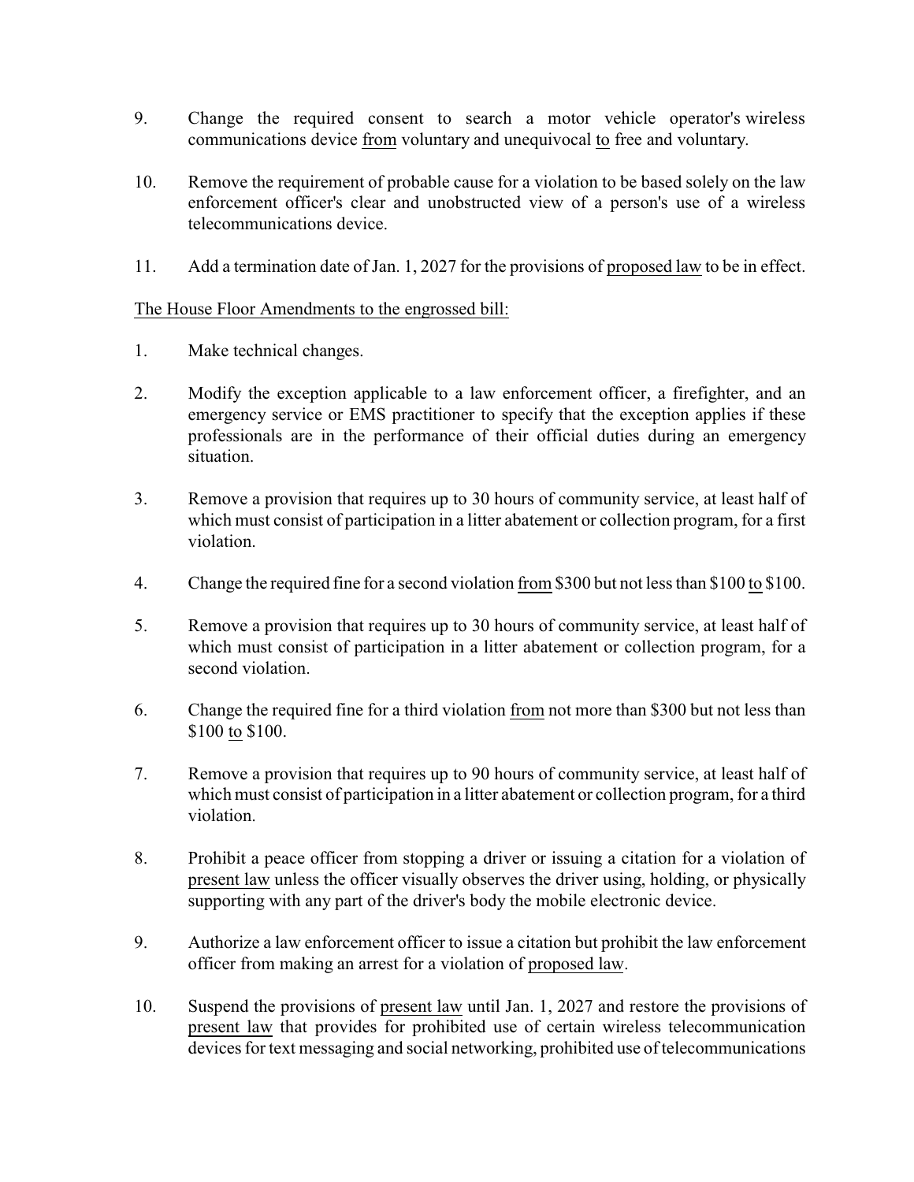9. Change the required consent to search a motor vehicle operator's wireless communications device <u>from</u> voluntary and unequivocal <u>to</u> free and voluntary.

10. Remove the requirement of probable cause for a violation to be based solely on the law enforcement officer's clear and unobstructed view of a person's use of a wireless telecommunications device.

11. Add a termination date of Jan. 1, 2027 for the provisions of <u>proposed law</u> to be in effect.

<u>The House Floor Amendments to the engrossed bill:</u>

1. Make technical changes.

2. Modify the exception applicable to a law enforcement officer, a firefighter, and an emergency service or EMS practitioner to specify that the exception applies if these professionals are in the performance of their official duties during an emergency situation.

3. Remove a provision that requires up to 30 hours of community service, at least half of which must consist of participation in a litter abatement or collection program, for a first violation.

4. Change the required fine for a second violation <u>from</u> $300 but not less than $100 <u>to</u> $100.

5. Remove a provision that requires up to 30 hours of community service, at least half of which must consist of participation in a litter abatement or collection program, for a second violation.

6. Change the required fine for a third violation <u>from</u> not more than $300 but not less than $100 <u>to</u> $100.

7. Remove a provision that requires up to 90 hours of community service, at least half of which must consist of participation in a litter abatement or collection program, for a third violation.

8. Prohibit a peace officer from stopping a driver or issuing a citation for a violation of <u>present law</u> unless the officer visually observes the driver using, holding, or physically supporting with any part of the driver's body the mobile electronic device.

9. Authorize a law enforcement officer to issue a citation but prohibit the law enforcement officer from making an arrest for a violation of <u>proposed law</u>.

10. Suspend the provisions of <u>present law</u> until Jan. 1, 2027 and restore the provisions of <u>present law</u> that provides for prohibited use of certain wireless telecommunication devices for text messaging and social networking, prohibited use of telecommunications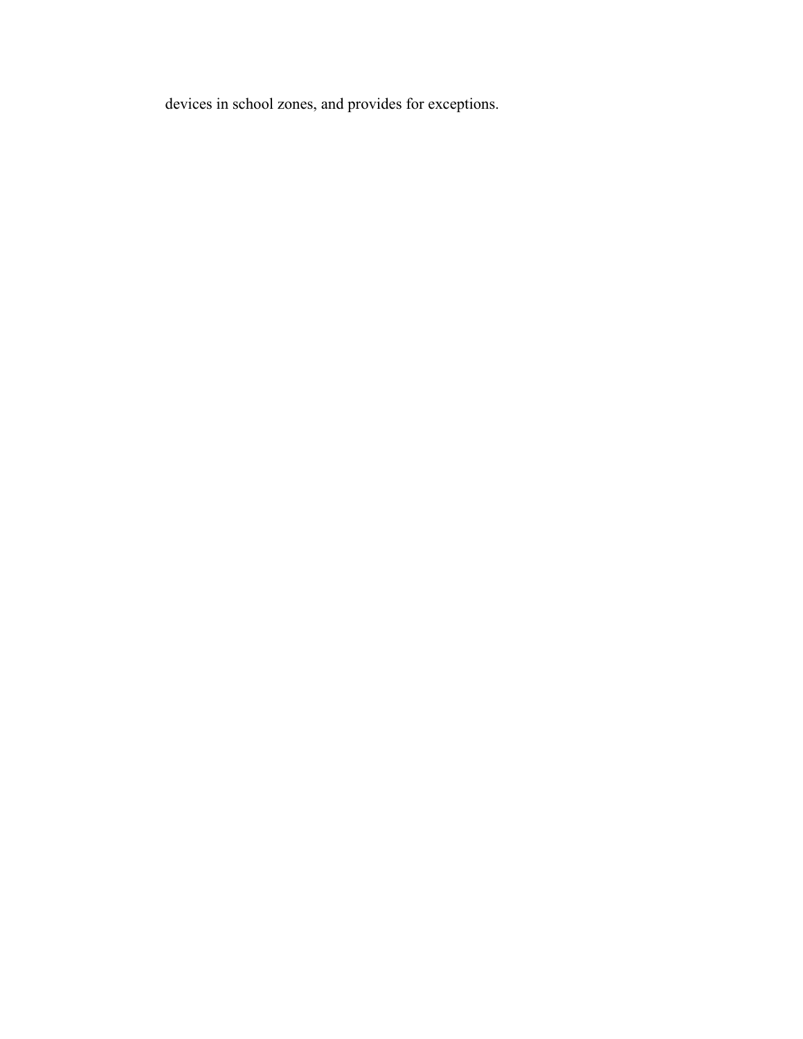devices in school zones, and provides for exceptions.